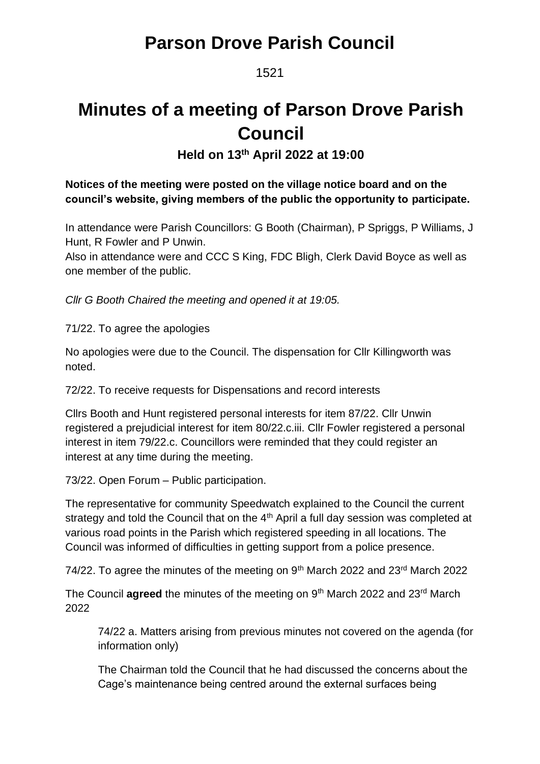# Parson Drove Parish Council

1521

# Minutes of a meeting of Parson Drove Parish Council

### Held on 13th April 2022 at 19:00

**Notices of the meeting were posted on the village notice board and on the council's website, giving members of the public the opportunity to participate.**

In attendance were Parish Councillors: G Booth (Chairman), P Spriggs, P Williams, J Hunt, R Fowler and P Unwin.

Also in attendance were and CCC S King, FDC Bligh, Clerk David Boyce as well as one member of the public.

*Cllr G Booth Chaired the meeting and opened it at 19:05.*

71/22. To agree the apologies

No apologies were due to the Council. The dispensation for Cllr Killingworth was noted.

72/22. To receive requests for Dispensations and record interests

Cllrs Booth and Hunt registered personal interests for item 87/22. Cllr Unwin registered a prejudicial interest for item 80/22.c.iii. Cllr Fowler registered a personal interest in item 79/22.c. Councillors were reminded that they could register an interest at any time during the meeting.

73/22. Open Forum – Public participation.

The representative for community Speedwatch explained to the Council the current strategy and told the Council that on the 4th April a full day session was completed at various road points in the Parish which registered speeding in all locations. The Council was informed of difficulties in getting support from a police presence.

74/22. To agree the minutes of the meeting on 9th March 2022 and 23rd March 2022

The Council **agreed** the minutes of the meeting on 9th March 2022 and 23rd March 2022

> 74/22 a. Matters arising from previous minutes not covered on the agenda (for information only)
>
> The Chairman told the Council that he had discussed the concerns about the Cage's maintenance being centred around the external surfaces being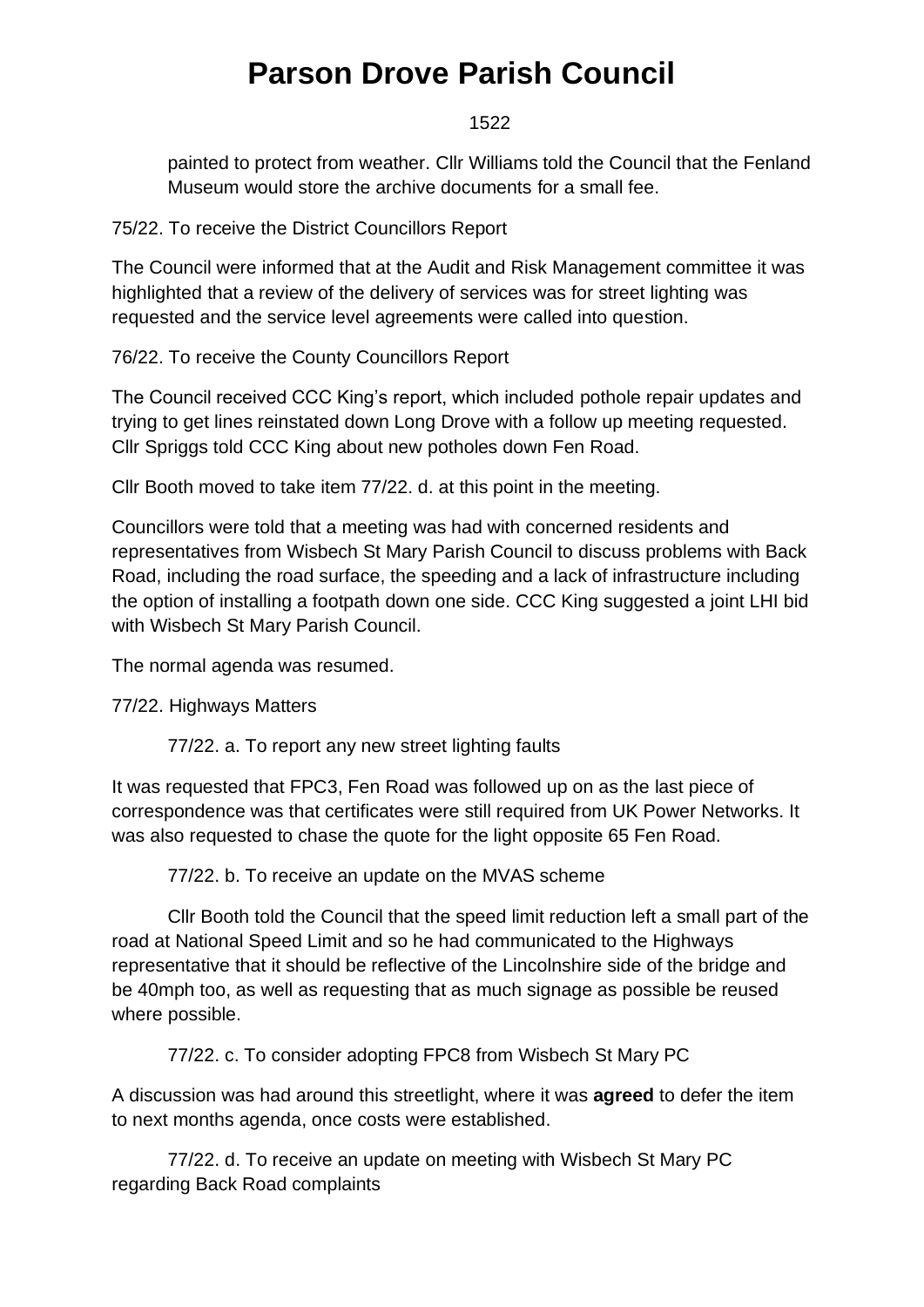painted to protect from weather. Cllr Williams told the Council that the Fenland Museum would store the archive documents for a small fee.

75/22. To receive the District Councillors Report

The Council were informed that at the Audit and Risk Management committee it was highlighted that a review of the delivery of services was for street lighting was requested and the service level agreements were called into question.

76/22. To receive the County Councillors Report

The Council received CCC King's report, which included pothole repair updates and trying to get lines reinstated down Long Drove with a follow up meeting requested. Cllr Spriggs told CCC King about new potholes down Fen Road.

Cllr Booth moved to take item 77/22. d. at this point in the meeting.

Councillors were told that a meeting was had with concerned residents and representatives from Wisbech St Mary Parish Council to discuss problems with Back Road, including the road surface, the speeding and a lack of infrastructure including the option of installing a footpath down one side. CCC King suggested a joint LHI bid with Wisbech St Mary Parish Council.

The normal agenda was resumed.

77/22. Highways Matters

77/22. a. To report any new street lighting faults

It was requested that FPC3, Fen Road was followed up on as the last piece of correspondence was that certificates were still required from UK Power Networks. It was also requested to chase the quote for the light opposite 65 Fen Road.

77/22. b. To receive an update on the MVAS scheme

Cllr Booth told the Council that the speed limit reduction left a small part of the road at National Speed Limit and so he had communicated to the Highways representative that it should be reflective of the Lincolnshire side of the bridge and be 40mph too, as well as requesting that as much signage as possible be reused where possible.

77/22. c. To consider adopting FPC8 from Wisbech St Mary PC

A discussion was had around this streetlight, where it was **agreed** to defer the item to next months agenda, once costs were established.

77/22. d. To receive an update on meeting with Wisbech St Mary PC regarding Back Road complaints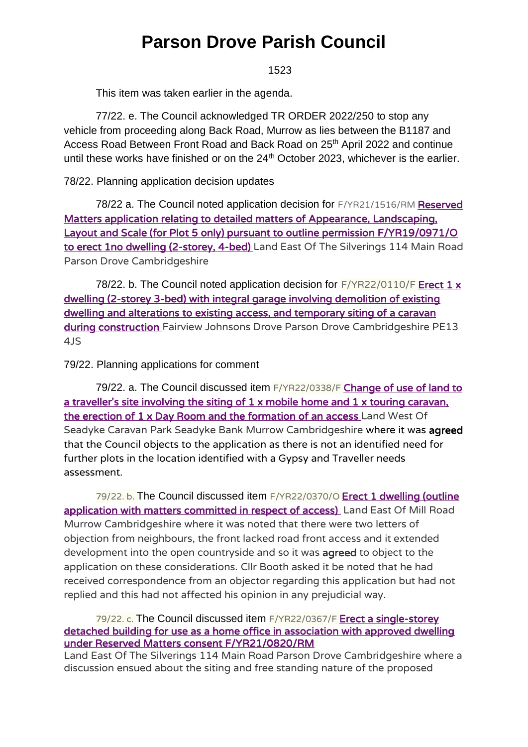# Parson Drove Parish Council

This item was taken earlier in the agenda.

77/22. e. The Council acknowledged TR ORDER 2022/250 to stop any vehicle from proceeding along Back Road, Murrow as lies between the B1187 and Access Road Between Front Road and Back Road on 25th April 2022 and continue until these works have finished or on the 24th October 2023, whichever is the earlier.

78/22. Planning application decision updates

78/22 a. The Council noted application decision for F/YR21/1516/RM Reserved Matters application relating to detailed matters of Appearance, Landscaping, Layout and Scale (for Plot 5 only) pursuant to outline permission F/YR19/0971/O to erect 1no dwelling (2-storey, 4-bed) Land East Of The Silverings 114 Main Road Parson Drove Cambridgeshire

78/22. b. The Council noted application decision for F/YR22/0110/F Erect 1 x dwelling (2-storey 3-bed) with integral garage involving demolition of existing dwelling and alterations to existing access, and temporary siting of a caravan during construction Fairview Johnsons Drove Parson Drove Cambridgeshire PE13 4JS

79/22. Planning applications for comment

79/22. a. The Council discussed item F/YR22/0338/F Change of use of land to a traveller's site involving the siting of 1 x mobile home and 1 x touring caravan, the erection of 1 x Day Room and the formation of an access Land West Of Seadyke Caravan Park Seadyke Bank Murrow Cambridgeshire where it was agreed that the Council objects to the application as there is not an identified need for further plots in the location identified with a Gypsy and Traveller needs assessment.

79/22. b. The Council discussed item F/YR22/0370/O Erect 1 dwelling (outline application with matters committed in respect of access) Land East Of Mill Road Murrow Cambridgeshire where it was noted that there were two letters of objection from neighbours, the front lacked road front access and it extended development into the open countryside and so it was agreed to object to the application on these considerations. Cllr Booth asked it be noted that he had received correspondence from an objector regarding this application but had not replied and this had not affected his opinion in any prejudicial way.

79/22. c. The Council discussed item F/YR22/0367/F Erect a single-storey detached building for use as a home office in association with approved dwelling under Reserved Matters consent F/YR21/0820/RM Land East Of The Silverings 114 Main Road Parson Drove Cambridgeshire where a discussion ensued about the siting and free standing nature of the proposed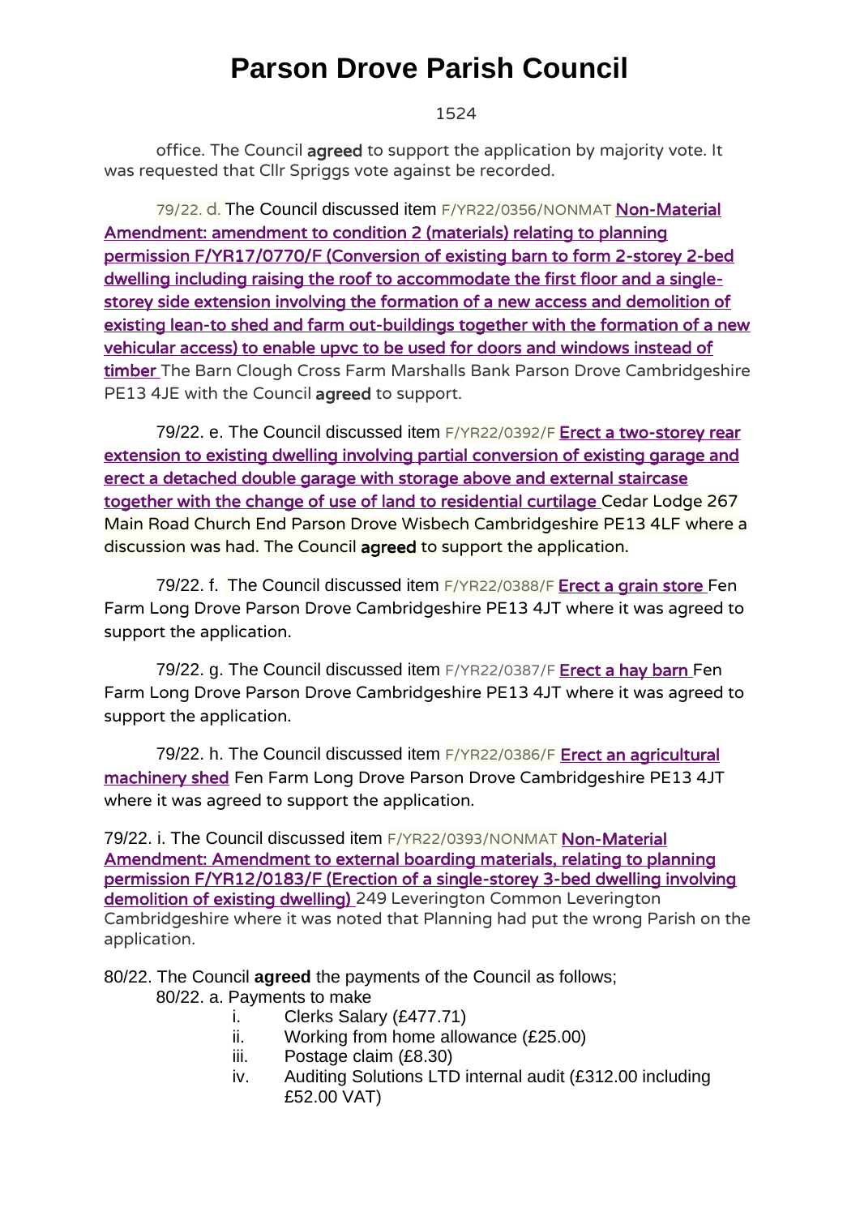office. The Council **agreed** to support the application by majority vote. It was requested that Cllr Spriggs vote against be recorded.

79/22. d. The Council discussed item F/YR22/0356/NONMAT Non-Material Amendment: amendment to condition 2 (materials) relating to planning permission F/YR17/0770/F (Conversion of existing barn to form 2-storey 2-bed dwelling including raising the roof to accommodate the first floor and a single-storey side extension involving the formation of a new access and demolition of existing lean-to shed and farm out-buildings together with the formation of a new vehicular access) to enable upvc to be used for doors and windows instead of timber The Barn Clough Cross Farm Marshalls Bank Parson Drove Cambridgeshire PE13 4JE with the Council **agreed** to support.

79/22. e. The Council discussed item F/YR22/0392/F Erect a two-storey rear extension to existing dwelling involving partial conversion of existing garage and erect a detached double garage with storage above and external staircase together with the change of use of land to residential curtilage Cedar Lodge 267 Main Road Church End Parson Drove Wisbech Cambridgeshire PE13 4LF where a discussion was had. The Council **agreed** to support the application.

79/22. f. The Council discussed item F/YR22/0388/F Erect a grain store Fen Farm Long Drove Parson Drove Cambridgeshire PE13 4JT where it was agreed to support the application.

79/22. g. The Council discussed item F/YR22/0387/F Erect a hay barn Fen Farm Long Drove Parson Drove Cambridgeshire PE13 4JT where it was agreed to support the application.

79/22. h. The Council discussed item F/YR22/0386/F Erect an agricultural machinery shed Fen Farm Long Drove Parson Drove Cambridgeshire PE13 4JT where it was agreed to support the application.

79/22. i. The Council discussed item F/YR22/0393/NONMAT Non-Material Amendment: Amendment to external boarding materials, relating to planning permission F/YR12/0183/F (Erection of a single-storey 3-bed dwelling involving demolition of existing dwelling) 249 Leverington Common Leverington Cambridgeshire where it was noted that Planning had put the wrong Parish on the application.

80/22. The Council **agreed** the payments of the Council as follows;

80/22. a. Payments to make

i. Clerks Salary (£477.71)
ii. Working from home allowance (£25.00)
iii. Postage claim (£8.30)
iv. Auditing Solutions LTD internal audit (£312.00 including £52.00 VAT)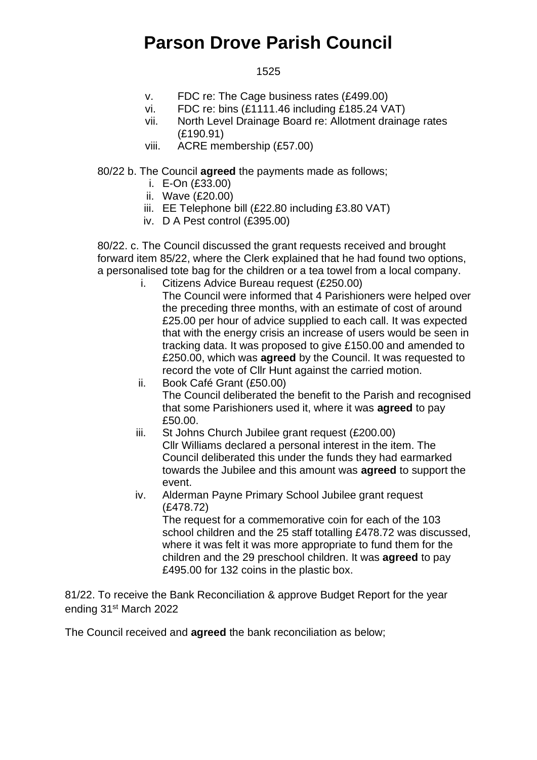v. FDC re: The Cage business rates (£499.00)
vi. FDC re: bins (£1111.46 including £185.24 VAT)
vii. North Level Drainage Board re: Allotment drainage rates (£190.91)
viii. ACRE membership (£57.00)

80/22 b. The Council **agreed** the payments made as follows;

i. E-On (£33.00)
ii. Wave (£20.00)
iii. EE Telephone bill (£22.80 including £3.80 VAT)
iv. D A Pest control (£395.00)

80/22. c. The Council discussed the grant requests received and brought forward item 85/22, where the Clerk explained that he had found two options, a personalised tote bag for the children or a tea towel from a local company.

i. Citizens Advice Bureau request (£250.00)
   The Council were informed that 4 Parishioners were helped over the preceding three months, with an estimate of cost of around £25.00 per hour of advice supplied to each call. It was expected that with the energy crisis an increase of users would be seen in tracking data. It was proposed to give £150.00 and amended to £250.00, which was **agreed** by the Council. It was requested to record the vote of Cllr Hunt against the carried motion.
ii. Book Café Grant (£50.00)
   The Council deliberated the benefit to the Parish and recognised that some Parishioners used it, where it was **agreed** to pay £50.00.
iii. St Johns Church Jubilee grant request (£200.00)
   Cllr Williams declared a personal interest in the item. The Council deliberated this under the funds they had earmarked towards the Jubilee and this amount was **agreed** to support the event.
iv. Alderman Payne Primary School Jubilee grant request (£478.72)
   The request for a commemorative coin for each of the 103 school children and the 25 staff totalling £478.72 was discussed, where it was felt it was more appropriate to fund them for the children and the 29 preschool children. It was **agreed** to pay £495.00 for 132 coins in the plastic box.

81/22. To receive the Bank Reconciliation & approve Budget Report for the year ending 31st March 2022

The Council received and **agreed** the bank reconciliation as below;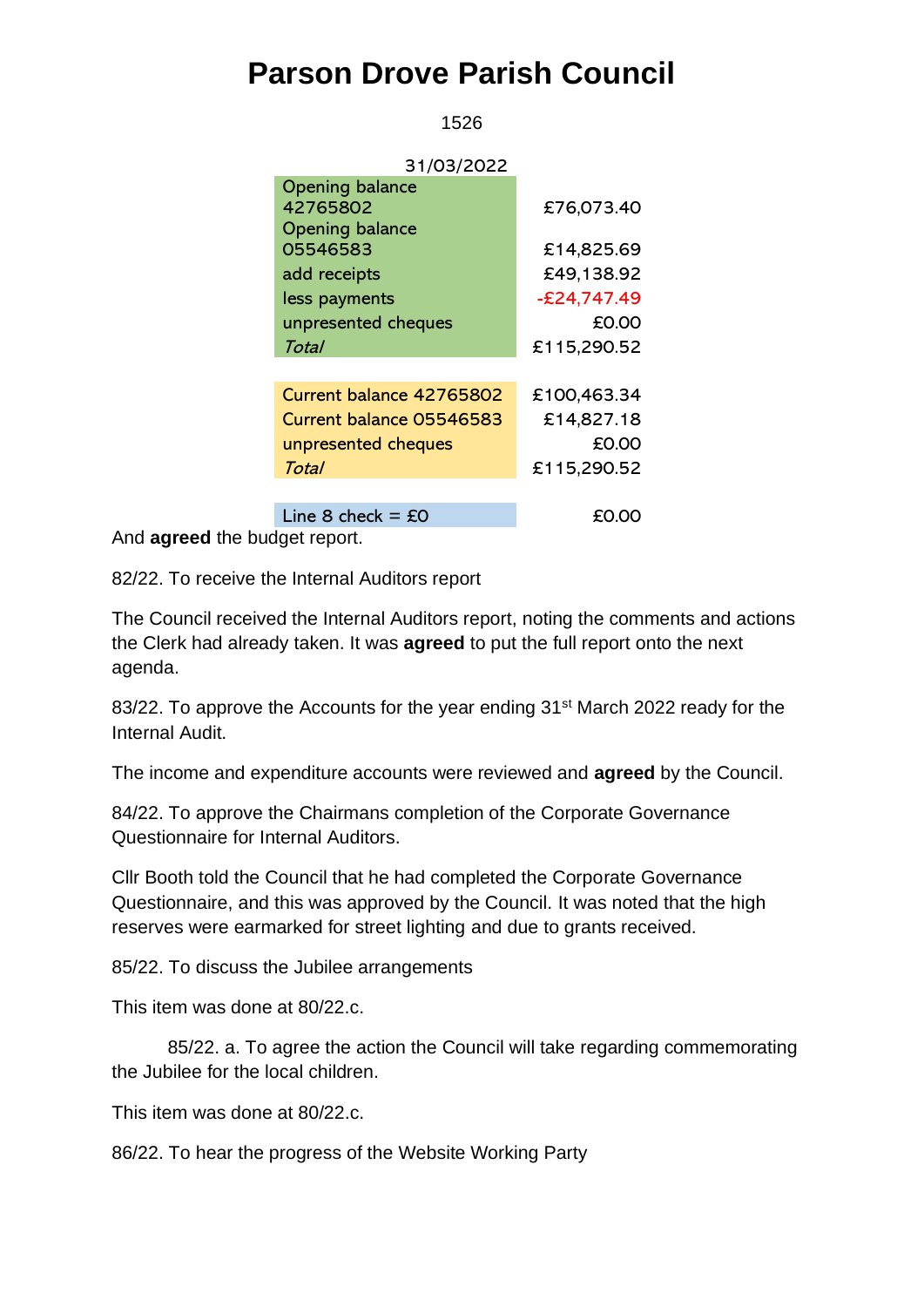# Parson Drove Parish Council

1526

| 31/03/2022 | |
|---|---|
| Opening balance 42765802 | £76,073.40 |
| Opening balance 05546583 | £14,825.69 |
| add receipts | £49,138.92 |
| less payments | -£24,747.49 |
| unpresented cheques | £0.00 |
| *Total* | £115,290.52 |
| | |
| Current balance 42765802 | £100,463.34 |
| Current balance 05546583 | £14,827.18 |
| unpresented cheques | £0.00 |
| *Total* | £115,290.52 |
| | |
| Line 8 check = £0 | £0.00 |

And **agreed** the budget report.

82/22. To receive the Internal Auditors report

The Council received the Internal Auditors report, noting the comments and actions the Clerk had already taken. It was **agreed** to put the full report onto the next agenda.

83/22. To approve the Accounts for the year ending 31st March 2022 ready for the Internal Audit.

The income and expenditure accounts were reviewed and **agreed** by the Council.

84/22. To approve the Chairmans completion of the Corporate Governance Questionnaire for Internal Auditors.

Cllr Booth told the Council that he had completed the Corporate Governance Questionnaire, and this was approved by the Council. It was noted that the high reserves were earmarked for street lighting and due to grants received.

85/22. To discuss the Jubilee arrangements

This item was done at 80/22.c.

85/22. a. To agree the action the Council will take regarding commemorating the Jubilee for the local children.

This item was done at 80/22.c.

86/22. To hear the progress of the Website Working Party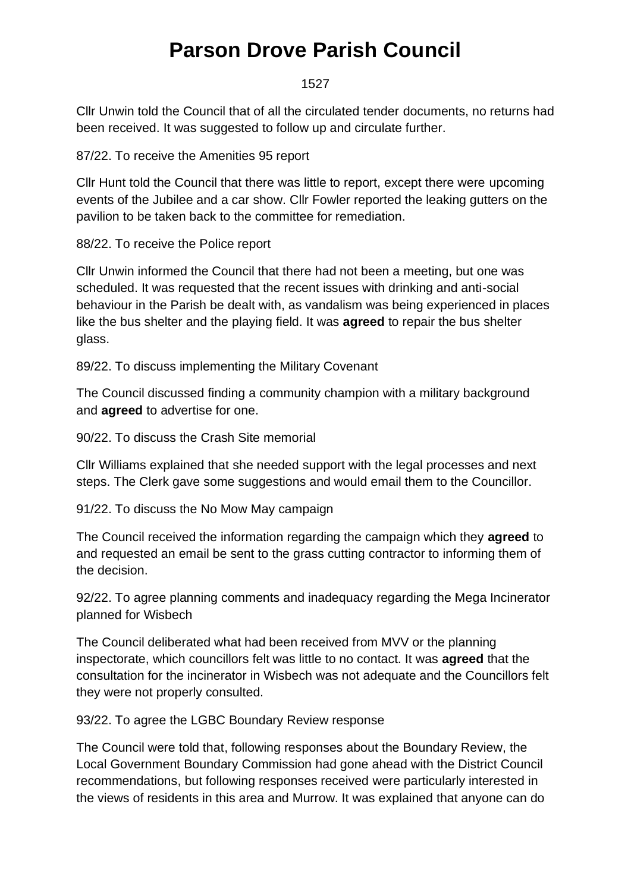# Parson Drove Parish Council

Cllr Unwin told the Council that of all the circulated tender documents, no returns had been received. It was suggested to follow up and circulate further.

87/22. To receive the Amenities 95 report

Cllr Hunt told the Council that there was little to report, except there were upcoming events of the Jubilee and a car show. Cllr Fowler reported the leaking gutters on the pavilion to be taken back to the committee for remediation.

88/22. To receive the Police report

Cllr Unwin informed the Council that there had not been a meeting, but one was scheduled. It was requested that the recent issues with drinking and anti-social behaviour in the Parish be dealt with, as vandalism was being experienced in places like the bus shelter and the playing field. It was **agreed** to repair the bus shelter glass.

89/22. To discuss implementing the Military Covenant

The Council discussed finding a community champion with a military background and **agreed** to advertise for one.

90/22. To discuss the Crash Site memorial

Cllr Williams explained that she needed support with the legal processes and next steps. The Clerk gave some suggestions and would email them to the Councillor.

91/22. To discuss the No Mow May campaign

The Council received the information regarding the campaign which they **agreed** to and requested an email be sent to the grass cutting contractor to informing them of the decision.

92/22. To agree planning comments and inadequacy regarding the Mega Incinerator planned for Wisbech

The Council deliberated what had been received from MVV or the planning inspectorate, which councillors felt was little to no contact. It was **agreed** that the consultation for the incinerator in Wisbech was not adequate and the Councillors felt they were not properly consulted.

93/22. To agree the LGBC Boundary Review response

The Council were told that, following responses about the Boundary Review, the Local Government Boundary Commission had gone ahead with the District Council recommendations, but following responses received were particularly interested in the views of residents in this area and Murrow. It was explained that anyone can do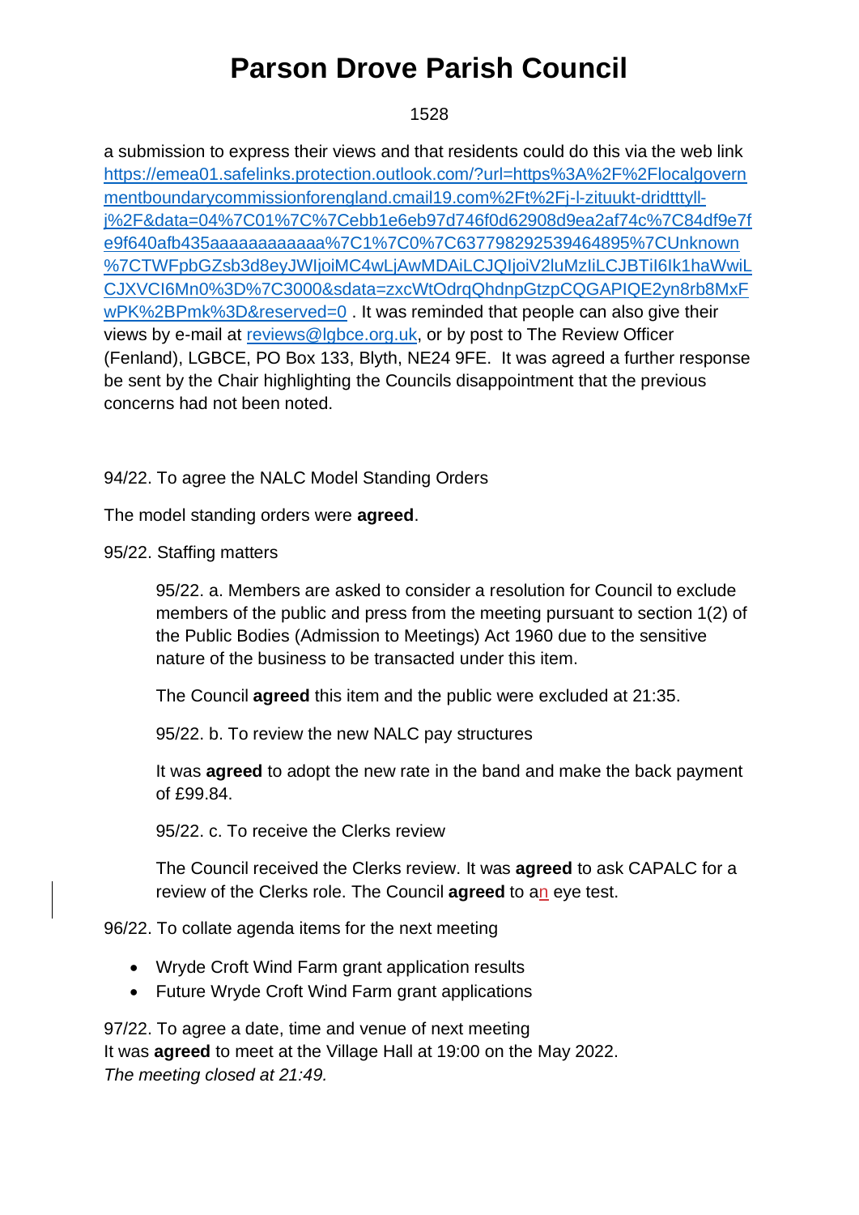# Parson Drove Parish Council

a submission to express their views and that residents could do this via the web link https://emea01.safelinks.protection.outlook.com/?url=https%3A%2F%2Flocalgovernmentboundarycommissionforengland.cmail19.com%2Ft%2Fj-l-zituukt-dridtttyll-j%2F&data=04%7C01%7C%7Cebb1e6eb97d746f0d62908d9ea2af74c%7C84df9e7fe9f640afb435aaaaaaaaaaaa%7C1%7C0%7C637798292539464895%7CUnknown%7CTWFpbGZsb3d8eyJWIjoiMC4wLjAwMDAiLCJQIjoiV2luMzIiLCJBTiI6Ik1haWwiLCJXVCI6Mn0%3D%7C3000&sdata=zxcWtOdrqQhdnpGtzpCQGAPIQE2yn8rb8MxFwPK%2BPmk%3D&reserved=0 . It was reminded that people can also give their views by e-mail at reviews@lgbce.org.uk, or by post to The Review Officer (Fenland), LGBCE, PO Box 133, Blyth, NE24 9FE. It was agreed a further response be sent by the Chair highlighting the Councils disappointment that the previous concerns had not been noted.

94/22. To agree the NALC Model Standing Orders

The model standing orders were **agreed**.

95/22. Staffing matters

95/22. a. Members are asked to consider a resolution for Council to exclude members of the public and press from the meeting pursuant to section 1(2) of the Public Bodies (Admission to Meetings) Act 1960 due to the sensitive nature of the business to be transacted under this item.

The Council **agreed** this item and the public were excluded at 21:35.

95/22. b. To review the new NALC pay structures

It was **agreed** to adopt the new rate in the band and make the back payment of £99.84.

95/22. c. To receive the Clerks review

The Council received the Clerks review. It was **agreed** to ask CAPALC for a review of the Clerks role. The Council **agreed** to an eye test.

96/22. To collate agenda items for the next meeting

- Wryde Croft Wind Farm grant application results
- Future Wryde Croft Wind Farm grant applications

97/22. To agree a date, time and venue of next meeting
It was **agreed** to meet at the Village Hall at 19:00 on the May 2022.
*The meeting closed at 21:49.*